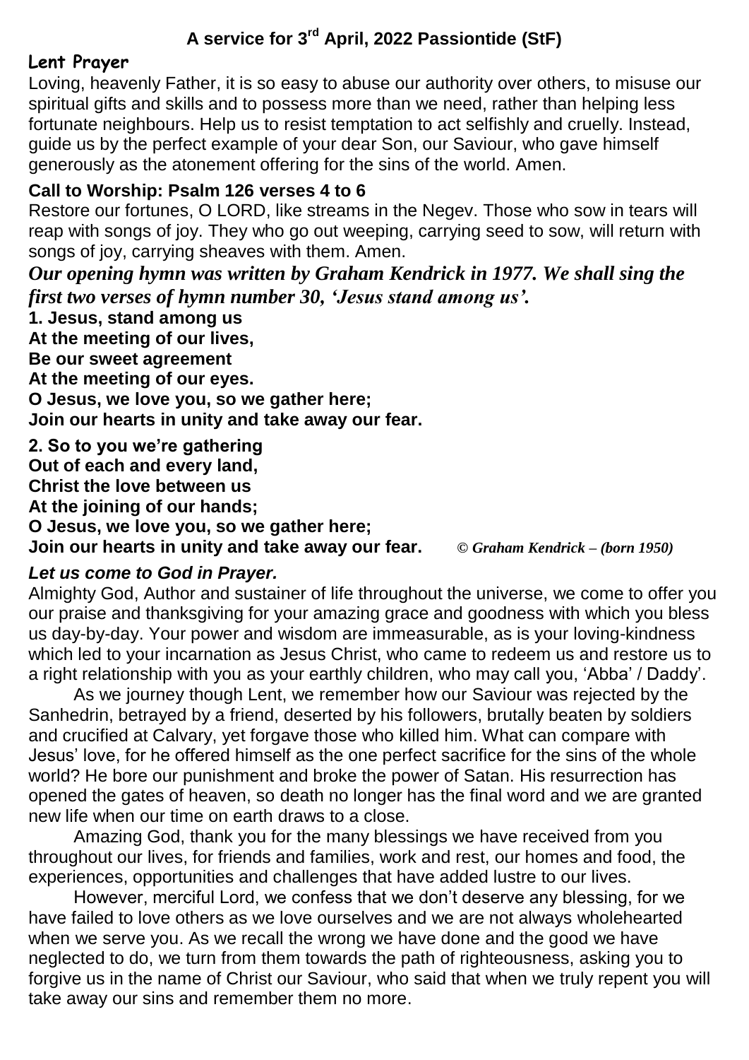# A service for 3rd April, 2022 Passiontide (StF)

## Lent Prayer

Loving, heavenly Father, it is so easy to abuse our authority over others, to misuse our spiritual gifts and skills and to possess more than we need, rather than helping less fortunate neighbours. Help us to resist temptation to act selfishly and cruelly. Instead, guide us by the perfect example of your dear Son, our Saviour, who gave himself generously as the atonement offering for the sins of the world. Amen.

**Call to Worship: Psalm 126 verses 4 to 6**

Restore our fortunes, O LORD, like streams in the Negev. Those who sow in tears will reap with songs of joy. They who go out weeping, carrying seed to sow, will return with songs of joy, carrying sheaves with them. Amen.

***Our opening hymn was written by Graham Kendrick in 1977. We shall sing the first two verses of hymn number 30, 'Jesus stand among us'.***

**1. Jesus, stand among us**
**At the meeting of our lives,**
**Be our sweet agreement**
**At the meeting of our eyes.**
**O Jesus, we love you, so we gather here;**
**Join our hearts in unity and take away our fear.**

**2. So to you we're gathering**
**Out of each and every land,**
**Christ the love between us**
**At the joining of our hands;**
**O Jesus, we love you, so we gather here;**
**Join our hearts in unity and take away our fear.** *© Graham Kendrick – (born 1950)*

***Let us come to God in Prayer.***

Almighty God, Author and sustainer of life throughout the universe, we come to offer you our praise and thanksgiving for your amazing grace and goodness with which you bless us day-by-day. Your power and wisdom are immeasurable, as is your loving-kindness which led to your incarnation as Jesus Christ, who came to redeem us and restore us to a right relationship with you as your earthly children, who may call you, 'Abba' / Daddy'.

As we journey though Lent, we remember how our Saviour was rejected by the Sanhedrin, betrayed by a friend, deserted by his followers, brutally beaten by soldiers and crucified at Calvary, yet forgave those who killed him. What can compare with Jesus' love, for he offered himself as the one perfect sacrifice for the sins of the whole world? He bore our punishment and broke the power of Satan. His resurrection has opened the gates of heaven, so death no longer has the final word and we are granted new life when our time on earth draws to a close.

Amazing God, thank you for the many blessings we have received from you throughout our lives, for friends and families, work and rest, our homes and food, the experiences, opportunities and challenges that have added lustre to our lives.

However, merciful Lord, we confess that we don't deserve any blessing, for we have failed to love others as we love ourselves and we are not always wholehearted when we serve you. As we recall the wrong we have done and the good we have neglected to do, we turn from them towards the path of righteousness, asking you to forgive us in the name of Christ our Saviour, who said that when we truly repent you will take away our sins and remember them no more.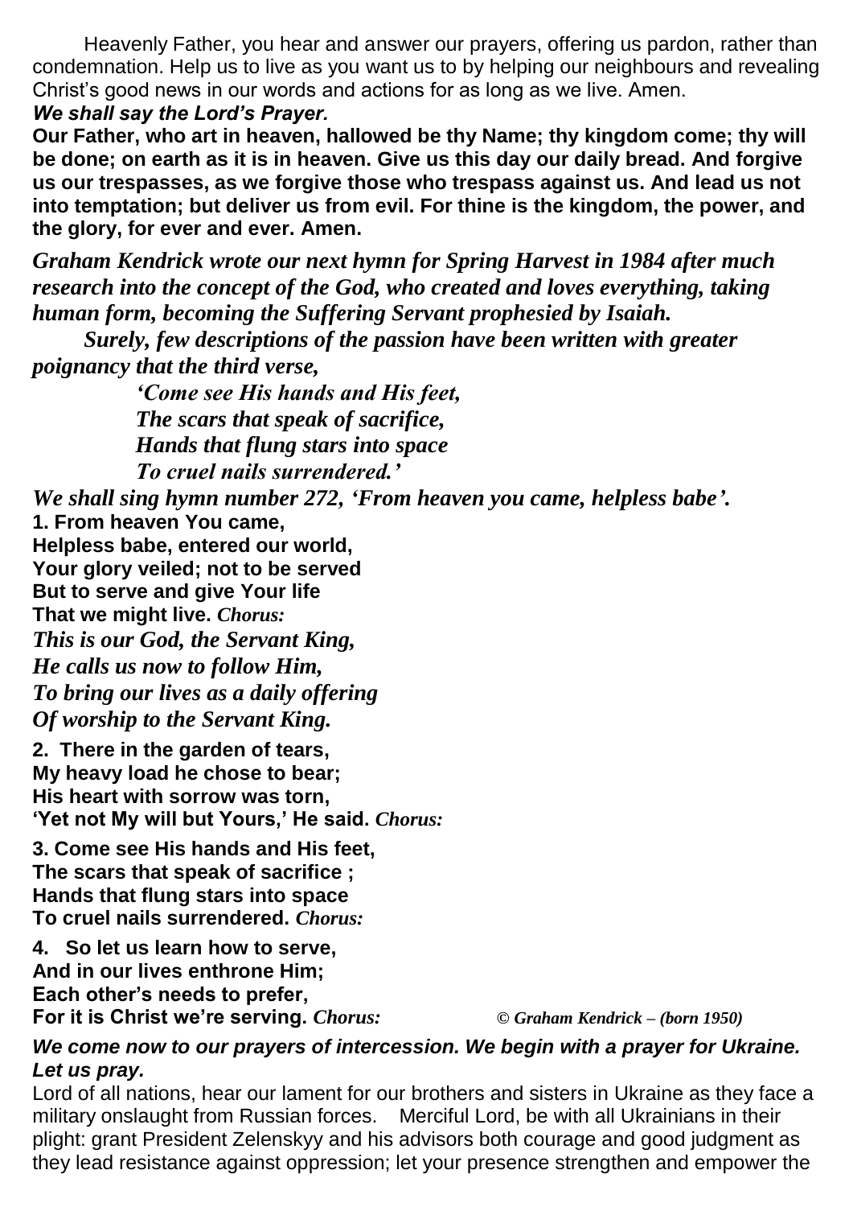Heavenly Father, you hear and answer our prayers, offering us pardon, rather than condemnation. Help us to live as you want us to by helping our neighbours and revealing Christ's good news in our words and actions for as long as we live. Amen.

***We shall say the Lord's Prayer.***

**Our Father, who art in heaven, hallowed be thy Name; thy kingdom come; thy will be done; on earth as it is in heaven. Give us this day our daily bread. And forgive us our trespasses, as we forgive those who trespass against us. And lead us not into temptation; but deliver us from evil. For thine is the kingdom, the power, and the glory, for ever and ever. Amen.**

***Graham Kendrick wrote our next hymn for Spring Harvest in 1984 after much research into the concept of the God, who created and loves everything, taking human form, becoming the Suffering Servant prophesied by Isaiah.***

***Surely, few descriptions of the passion have been written with greater poignancy that the third verse,***

> ***'Come see His hands and His feet,***
> ***The scars that speak of sacrifice,***
> ***Hands that flung stars into space***
> ***To cruel nails surrendered.'***

***We shall sing hymn number 272, 'From heaven you came, helpless babe'.***

**1. From heaven You came,**
**Helpless babe, entered our world,**
**Your glory veiled; not to be served**
**But to serve and give Your life**
**That we might live.** ***Chorus:***
***This is our God, the Servant King,***
***He calls us now to follow Him,***
***To bring our lives as a daily offering***
***Of worship to the Servant King.***

**2. There in the garden of tears,**
**My heavy load he chose to bear;**
**His heart with sorrow was torn,**
**'Yet not My will but Yours,' He said.** ***Chorus:***

**3. Come see His hands and His feet,**
**The scars that speak of sacrifice ;**
**Hands that flung stars into space**
**To cruel nails surrendered.** ***Chorus:***

**4. So let us learn how to serve,**
**And in our lives enthrone Him;**
**Each other's needs to prefer,**
**For it is Christ we're serving.** ***Chorus:*** ***© Graham Kendrick – (born 1950)***

***We come now to our prayers of intercession. We begin with a prayer for Ukraine. Let us pray.***

Lord of all nations, hear our lament for our brothers and sisters in Ukraine as they face a military onslaught from Russian forces. Merciful Lord, be with all Ukrainians in their plight: grant President Zelenskyy and his advisors both courage and good judgment as they lead resistance against oppression; let your presence strengthen and empower the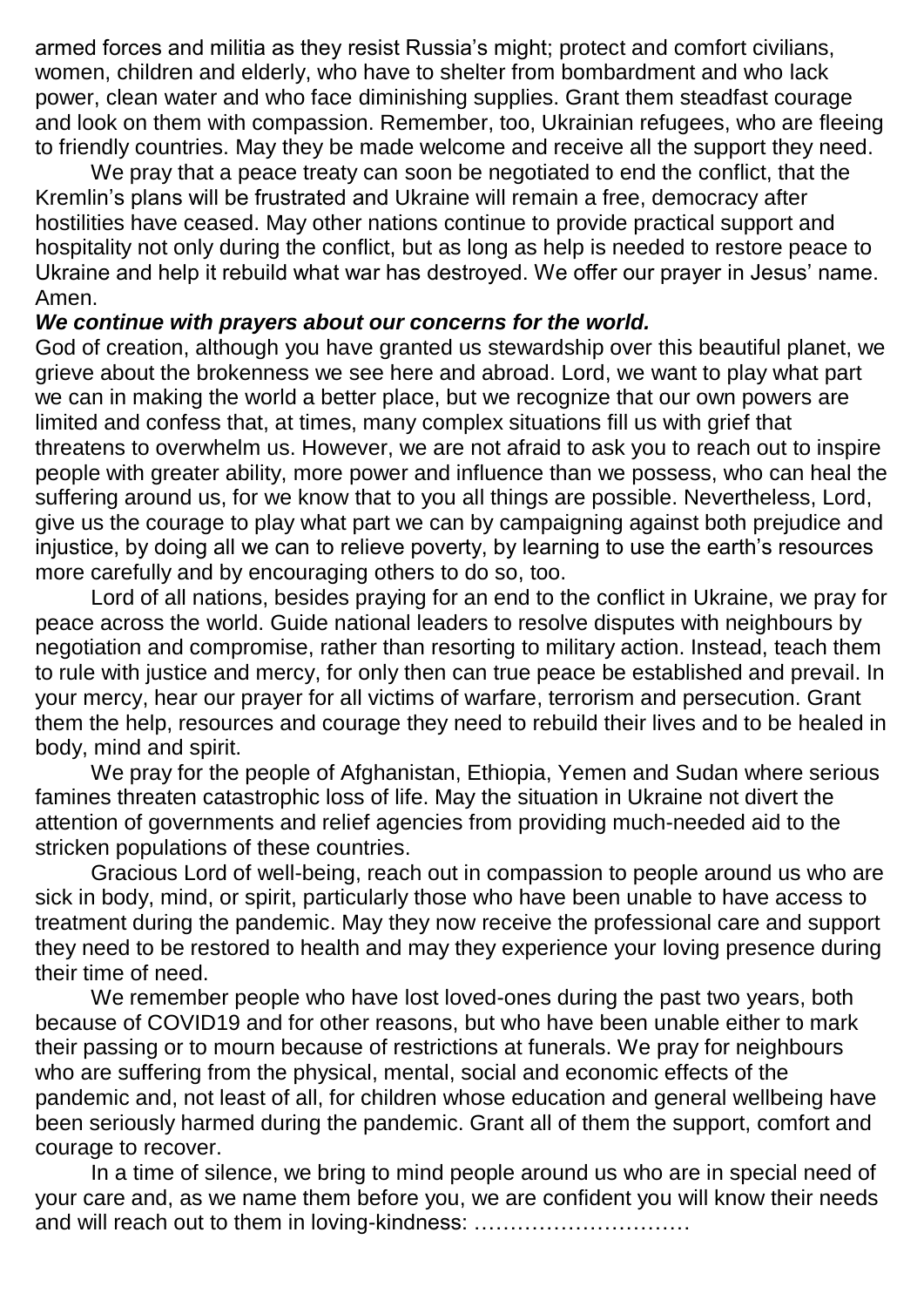armed forces and militia as they resist Russia's might; protect and comfort civilians, women, children and elderly, who have to shelter from bombardment and who lack power, clean water and who face diminishing supplies. Grant them steadfast courage and look on them with compassion. Remember, too, Ukrainian refugees, who are fleeing to friendly countries. May they be made welcome and receive all the support they need.

We pray that a peace treaty can soon be negotiated to end the conflict, that the Kremlin's plans will be frustrated and Ukraine will remain a free, democracy after hostilities have ceased. May other nations continue to provide practical support and hospitality not only during the conflict, but as long as help is needed to restore peace to Ukraine and help it rebuild what war has destroyed. We offer our prayer in Jesus' name. Amen.

***We continue with prayers about our concerns for the world.***

God of creation, although you have granted us stewardship over this beautiful planet, we grieve about the brokenness we see here and abroad. Lord, we want to play what part we can in making the world a better place, but we recognize that our own powers are limited and confess that, at times, many complex situations fill us with grief that threatens to overwhelm us. However, we are not afraid to ask you to reach out to inspire people with greater ability, more power and influence than we possess, who can heal the suffering around us, for we know that to you all things are possible. Nevertheless, Lord, give us the courage to play what part we can by campaigning against both prejudice and injustice, by doing all we can to relieve poverty, by learning to use the earth's resources more carefully and by encouraging others to do so, too.

Lord of all nations, besides praying for an end to the conflict in Ukraine, we pray for peace across the world. Guide national leaders to resolve disputes with neighbours by negotiation and compromise, rather than resorting to military action. Instead, teach them to rule with justice and mercy, for only then can true peace be established and prevail. In your mercy, hear our prayer for all victims of warfare, terrorism and persecution. Grant them the help, resources and courage they need to rebuild their lives and to be healed in body, mind and spirit.

We pray for the people of Afghanistan, Ethiopia, Yemen and Sudan where serious famines threaten catastrophic loss of life. May the situation in Ukraine not divert the attention of governments and relief agencies from providing much-needed aid to the stricken populations of these countries.

Gracious Lord of well-being, reach out in compassion to people around us who are sick in body, mind, or spirit, particularly those who have been unable to have access to treatment during the pandemic. May they now receive the professional care and support they need to be restored to health and may they experience your loving presence during their time of need.

We remember people who have lost loved-ones during the past two years, both because of COVID19 and for other reasons, but who have been unable either to mark their passing or to mourn because of restrictions at funerals. We pray for neighbours who are suffering from the physical, mental, social and economic effects of the pandemic and, not least of all, for children whose education and general wellbeing have been seriously harmed during the pandemic. Grant all of them the support, comfort and courage to recover.

In a time of silence, we bring to mind people around us who are in special need of your care and, as we name them before you, we are confident you will know their needs and will reach out to them in loving-kindness: …………………………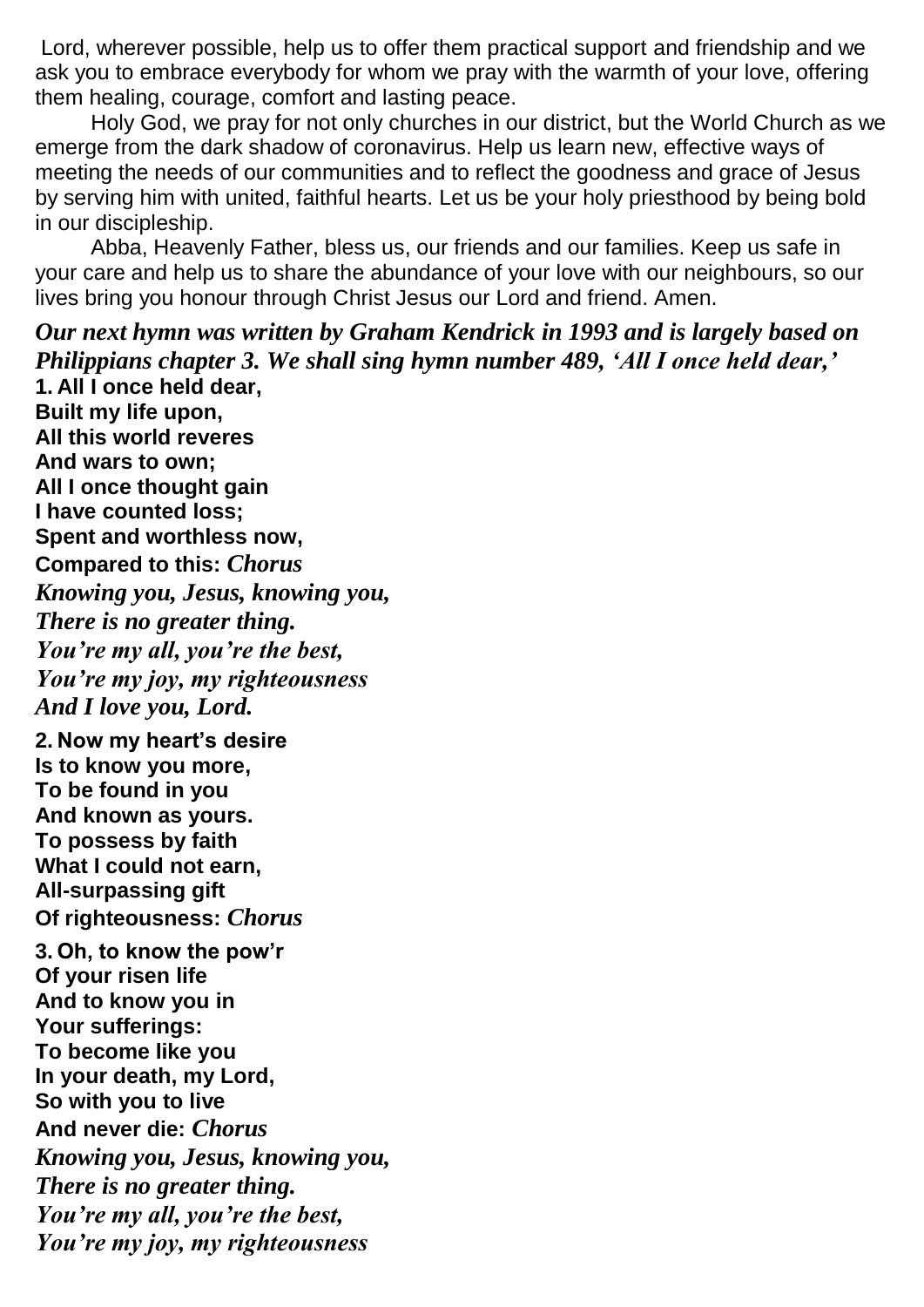Lord, wherever possible, help us to offer them practical support and friendship and we ask you to embrace everybody for whom we pray with the warmth of your love, offering them healing, courage, comfort and lasting peace.

Holy God, we pray for not only churches in our district, but the World Church as we emerge from the dark shadow of coronavirus. Help us learn new, effective ways of meeting the needs of our communities and to reflect the goodness and grace of Jesus by serving him with united, faithful hearts. Let us be your holy priesthood by being bold in our discipleship.

Abba, Heavenly Father, bless us, our friends and our families. Keep us safe in your care and help us to share the abundance of your love with our neighbours, so our lives bring you honour through Christ Jesus our Lord and friend. Amen.

***Our next hymn was written by Graham Kendrick in 1993 and is largely based on Philippians chapter 3. We shall sing hymn number 489, 'All I once held dear,'***

**1. All I once held dear,**
**Built my life upon,**
**All this world reveres**
**And wars to own;**
**All I once thought gain**
**I have counted loss;**
**Spent and worthless now,**
**Compared to this:** ***Chorus***
***Knowing you, Jesus, knowing you,***
***There is no greater thing.***
***You're my all, you're the best,***
***You're my joy, my righteousness***
***And I love you, Lord.***

**2. Now my heart's desire**
**Is to know you more,**
**To be found in you**
**And known as yours.**
**To possess by faith**
**What I could not earn,**
**All-surpassing gift**
**Of righteousness:** ***Chorus***

**3. Oh, to know the pow'r**
**Of your risen life**
**And to know you in**
**Your sufferings:**
**To become like you**
**In your death, my Lord,**
**So with you to live**
**And never die:** ***Chorus***
***Knowing you, Jesus, knowing you,***
***There is no greater thing.***
***You're my all, you're the best,***
***You're my joy, my righteousness***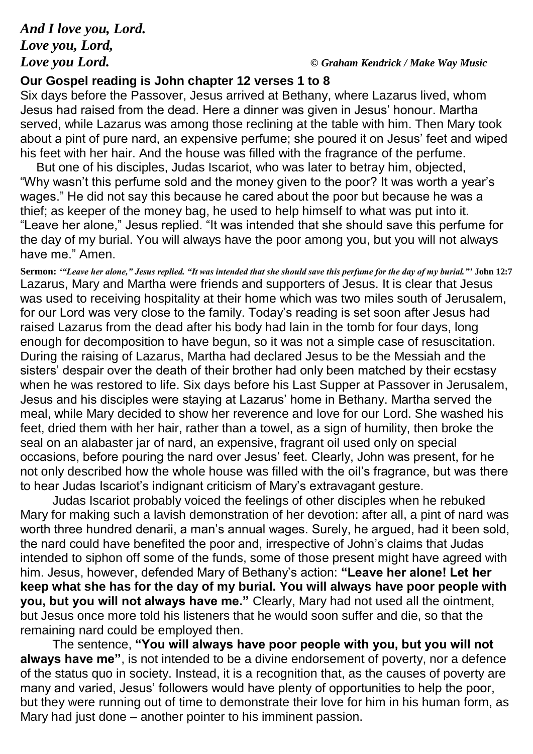***And I love you, Lord.***
***Love you, Lord,***
***Love you Lord.*** *© Graham Kendrick / Make Way Music*

**Our Gospel reading is John chapter 12 verses 1 to 8**

Six days before the Passover, Jesus arrived at Bethany, where Lazarus lived, whom Jesus had raised from the dead. Here a dinner was given in Jesus' honour. Martha served, while Lazarus was among those reclining at the table with him. Then Mary took about a pint of pure nard, an expensive perfume; she poured it on Jesus' feet and wiped his feet with her hair. And the house was filled with the fragrance of the perfume.

But one of his disciples, Judas Iscariot, who was later to betray him, objected, "Why wasn't this perfume sold and the money given to the poor? It was worth a year's wages." He did not say this because he cared about the poor but because he was a thief; as keeper of the money bag, he used to help himself to what was put into it. "Leave her alone," Jesus replied. "It was intended that she should save this perfume for the day of my burial. You will always have the poor among you, but you will not always have me." Amen.

**Sermon:** ***'"Leave her alone," Jesus replied. "It was intended that she should save this perfume for the day of my burial."'*** **John 12:7**

Lazarus, Mary and Martha were friends and supporters of Jesus. It is clear that Jesus was used to receiving hospitality at their home which was two miles south of Jerusalem, for our Lord was very close to the family. Today's reading is set soon after Jesus had raised Lazarus from the dead after his body had lain in the tomb for four days, long enough for decomposition to have begun, so it was not a simple case of resuscitation. During the raising of Lazarus, Martha had declared Jesus to be the Messiah and the sisters' despair over the death of their brother had only been matched by their ecstasy when he was restored to life. Six days before his Last Supper at Passover in Jerusalem, Jesus and his disciples were staying at Lazarus' home in Bethany. Martha served the meal, while Mary decided to show her reverence and love for our Lord. She washed his feet, dried them with her hair, rather than a towel, as a sign of humility, then broke the seal on an alabaster jar of nard, an expensive, fragrant oil used only on special occasions, before pouring the nard over Jesus' feet. Clearly, John was present, for he not only described how the whole house was filled with the oil's fragrance, but was there to hear Judas Iscariot's indignant criticism of Mary's extravagant gesture.

Judas Iscariot probably voiced the feelings of other disciples when he rebuked Mary for making such a lavish demonstration of her devotion: after all, a pint of nard was worth three hundred denarii, a man's annual wages. Surely, he argued, had it been sold, the nard could have benefited the poor and, irrespective of John's claims that Judas intended to siphon off some of the funds, some of those present might have agreed with him. Jesus, however, defended Mary of Bethany's action: **"Leave her alone! Let her keep what she has for the day of my burial. You will always have poor people with you, but you will not always have me."** Clearly, Mary had not used all the ointment, but Jesus once more told his listeners that he would soon suffer and die, so that the remaining nard could be employed then.

The sentence, **"You will always have poor people with you, but you will not always have me"**, is not intended to be a divine endorsement of poverty, nor a defence of the status quo in society. Instead, it is a recognition that, as the causes of poverty are many and varied, Jesus' followers would have plenty of opportunities to help the poor, but they were running out of time to demonstrate their love for him in his human form, as Mary had just done – another pointer to his imminent passion.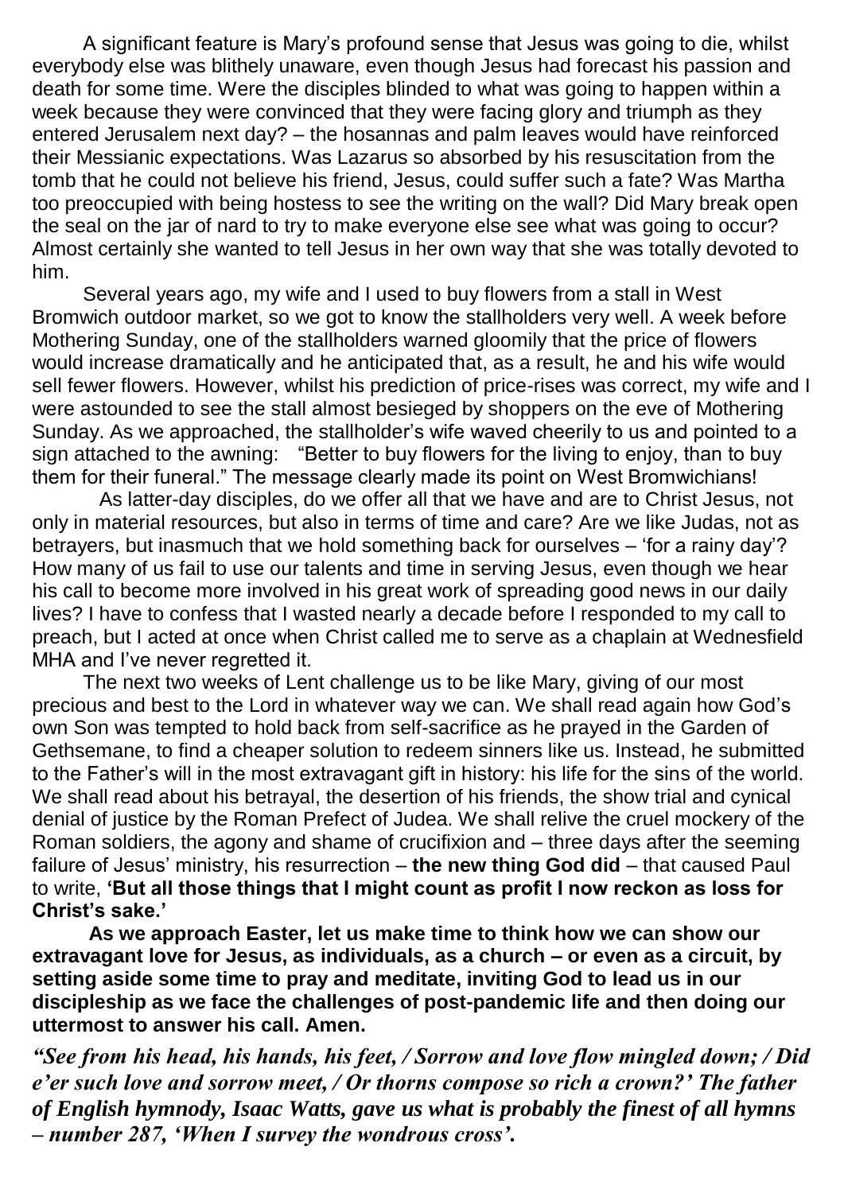A significant feature is Mary's profound sense that Jesus was going to die, whilst everybody else was blithely unaware, even though Jesus had forecast his passion and death for some time. Were the disciples blinded to what was going to happen within a week because they were convinced that they were facing glory and triumph as they entered Jerusalem next day? – the hosannas and palm leaves would have reinforced their Messianic expectations. Was Lazarus so absorbed by his resuscitation from the tomb that he could not believe his friend, Jesus, could suffer such a fate? Was Martha too preoccupied with being hostess to see the writing on the wall? Did Mary break open the seal on the jar of nard to try to make everyone else see what was going to occur? Almost certainly she wanted to tell Jesus in her own way that she was totally devoted to him.

Several years ago, my wife and I used to buy flowers from a stall in West Bromwich outdoor market, so we got to know the stallholders very well. A week before Mothering Sunday, one of the stallholders warned gloomily that the price of flowers would increase dramatically and he anticipated that, as a result, he and his wife would sell fewer flowers. However, whilst his prediction of price-rises was correct, my wife and I were astounded to see the stall almost besieged by shoppers on the eve of Mothering Sunday. As we approached, the stallholder's wife waved cheerily to us and pointed to a sign attached to the awning: "Better to buy flowers for the living to enjoy, than to buy them for their funeral." The message clearly made its point on West Bromwichians!

As latter-day disciples, do we offer all that we have and are to Christ Jesus, not only in material resources, but also in terms of time and care? Are we like Judas, not as betrayers, but inasmuch that we hold something back for ourselves – 'for a rainy day'? How many of us fail to use our talents and time in serving Jesus, even though we hear his call to become more involved in his great work of spreading good news in our daily lives? I have to confess that I wasted nearly a decade before I responded to my call to preach, but I acted at once when Christ called me to serve as a chaplain at Wednesfield MHA and I've never regretted it.

The next two weeks of Lent challenge us to be like Mary, giving of our most precious and best to the Lord in whatever way we can. We shall read again how God's own Son was tempted to hold back from self-sacrifice as he prayed in the Garden of Gethsemane, to find a cheaper solution to redeem sinners like us. Instead, he submitted to the Father's will in the most extravagant gift in history: his life for the sins of the world. We shall read about his betrayal, the desertion of his friends, the show trial and cynical denial of justice by the Roman Prefect of Judea. We shall relive the cruel mockery of the Roman soldiers, the agony and shame of crucifixion and – three days after the seeming failure of Jesus' ministry, his resurrection – **the new thing God did** – that caused Paul to write, **'But all those things that I might count as profit I now reckon as loss for Christ's sake.'**

**As we approach Easter, let us make time to think how we can show our extravagant love for Jesus, as individuals, as a church – or even as a circuit, by setting aside some time to pray and meditate, inviting God to lead us in our discipleship as we face the challenges of post-pandemic life and then doing our uttermost to answer his call. Amen.**

***"See from his head, his hands, his feet, / Sorrow and love flow mingled down; / Did e'er such love and sorrow meet, / Or thorns compose so rich a crown?' The father of English hymnody, Isaac Watts, gave us what is probably the finest of all hymns – number 287, 'When I survey the wondrous cross'.***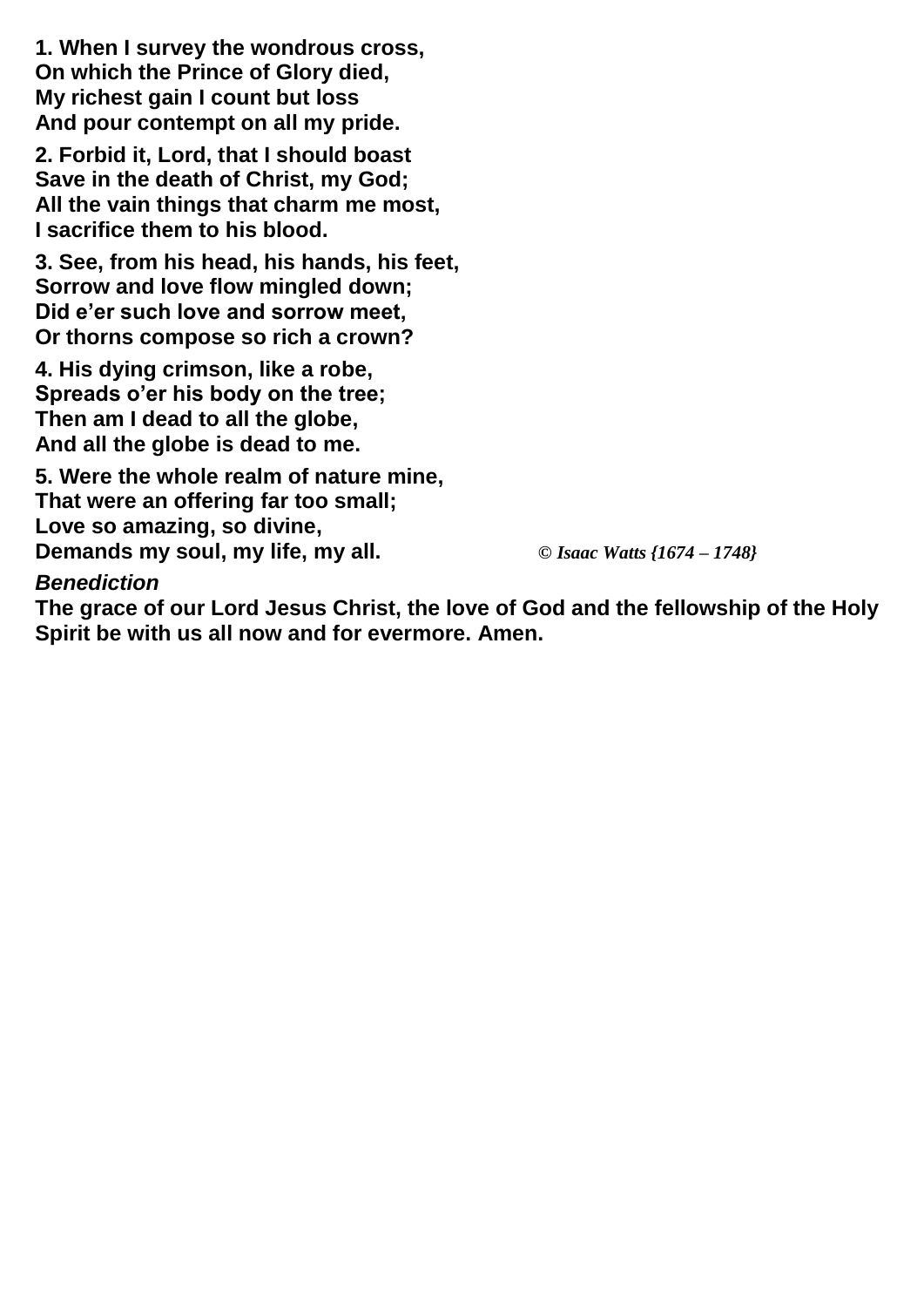**1. When I survey the wondrous cross,**
**On which the Prince of Glory died,**
**My richest gain I count but loss**
**And pour contempt on all my pride.**

**2. Forbid it, Lord, that I should boast**
**Save in the death of Christ, my God;**
**All the vain things that charm me most,**
**I sacrifice them to his blood.**

**3. See, from his head, his hands, his feet,**
**Sorrow and love flow mingled down;**
**Did e'er such love and sorrow meet,**
**Or thorns compose so rich a crown?**

**4. His dying crimson, like a robe,**
**Spreads o'er his body on the tree;**
**Then am I dead to all the globe,**
**And all the globe is dead to me.**

**5. Were the whole realm of nature mine,**
**That were an offering far too small;**
**Love so amazing, so divine,**
**Demands my soul, my life, my all.** ***© Isaac Watts {1674 – 1748}***

***Benediction***

**The grace of our Lord Jesus Christ, the love of God and the fellowship of the Holy Spirit be with us all now and for evermore. Amen.**